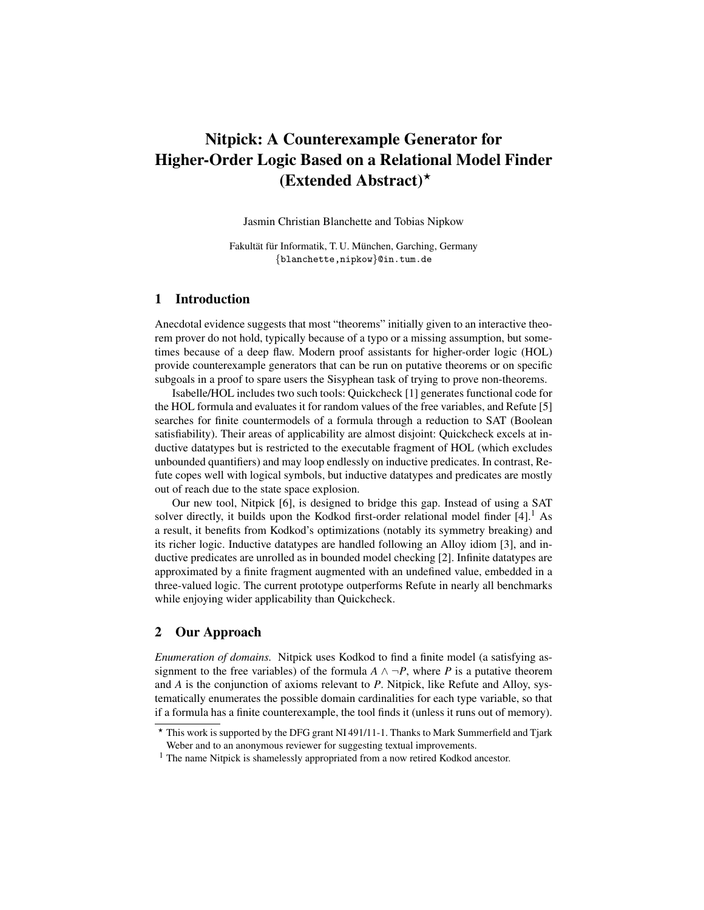# Nitpick: A Counterexample Generator for Higher-Order Logic Based on a Relational Model Finder (Extended Abstract)*

Jasmin Christian Blanchette and Tobias Nipkow

Fakultät für Informatik, T. U. München, Garching, Germany
{blanchette,nipkow}@in.tum.de

## 1 Introduction

Anecdotal evidence suggests that most "theorems" initially given to an interactive theorem prover do not hold, typically because of a typo or a missing assumption, but sometimes because of a deep flaw. Modern proof assistants for higher-order logic (HOL) provide counterexample generators that can be run on putative theorems or on specific subgoals in a proof to spare users the Sisyphean task of trying to prove non-theorems.

Isabelle/HOL includes two such tools: Quickcheck [1] generates functional code for the HOL formula and evaluates it for random values of the free variables, and Refute [5] searches for finite countermodels of a formula through a reduction to SAT (Boolean satisfiability). Their areas of applicability are almost disjoint: Quickcheck excels at inductive datatypes but is restricted to the executable fragment of HOL (which excludes unbounded quantifiers) and may loop endlessly on inductive predicates. In contrast, Refute copes well with logical symbols, but inductive datatypes and predicates are mostly out of reach due to the state space explosion.

Our new tool, Nitpick [6], is designed to bridge this gap. Instead of using a SAT solver directly, it builds upon the Kodkod first-order relational model finder [4].[1] As a result, it benefits from Kodkod's optimizations (notably its symmetry breaking) and its richer logic. Inductive datatypes are handled following an Alloy idiom [3], and inductive predicates are unrolled as in bounded model checking [2]. Infinite datatypes are approximated by a finite fragment augmented with an undefined value, embedded in a three-valued logic. The current prototype outperforms Refute in nearly all benchmarks while enjoying wider applicability than Quickcheck.

## 2 Our Approach

*Enumeration of domains.* Nitpick uses Kodkod to find a finite model (a satisfying assignment to the free variables) of the formula $A \wedge \neg P$, where $P$ is a putative theorem and $A$ is the conjunction of axioms relevant to $P$. Nitpick, like Refute and Alloy, systematically enumerates the possible domain cardinalities for each type variable, so that if a formula has a finite counterexample, the tool finds it (unless it runs out of memory).

---

* This work is supported by the DFG grant NI 491/11-1. Thanks to Mark Summerfield and Tjark Weber and to an anonymous reviewer for suggesting textual improvements.

[1] The name Nitpick is shamelessly appropriated from a now retired Kodkod ancestor.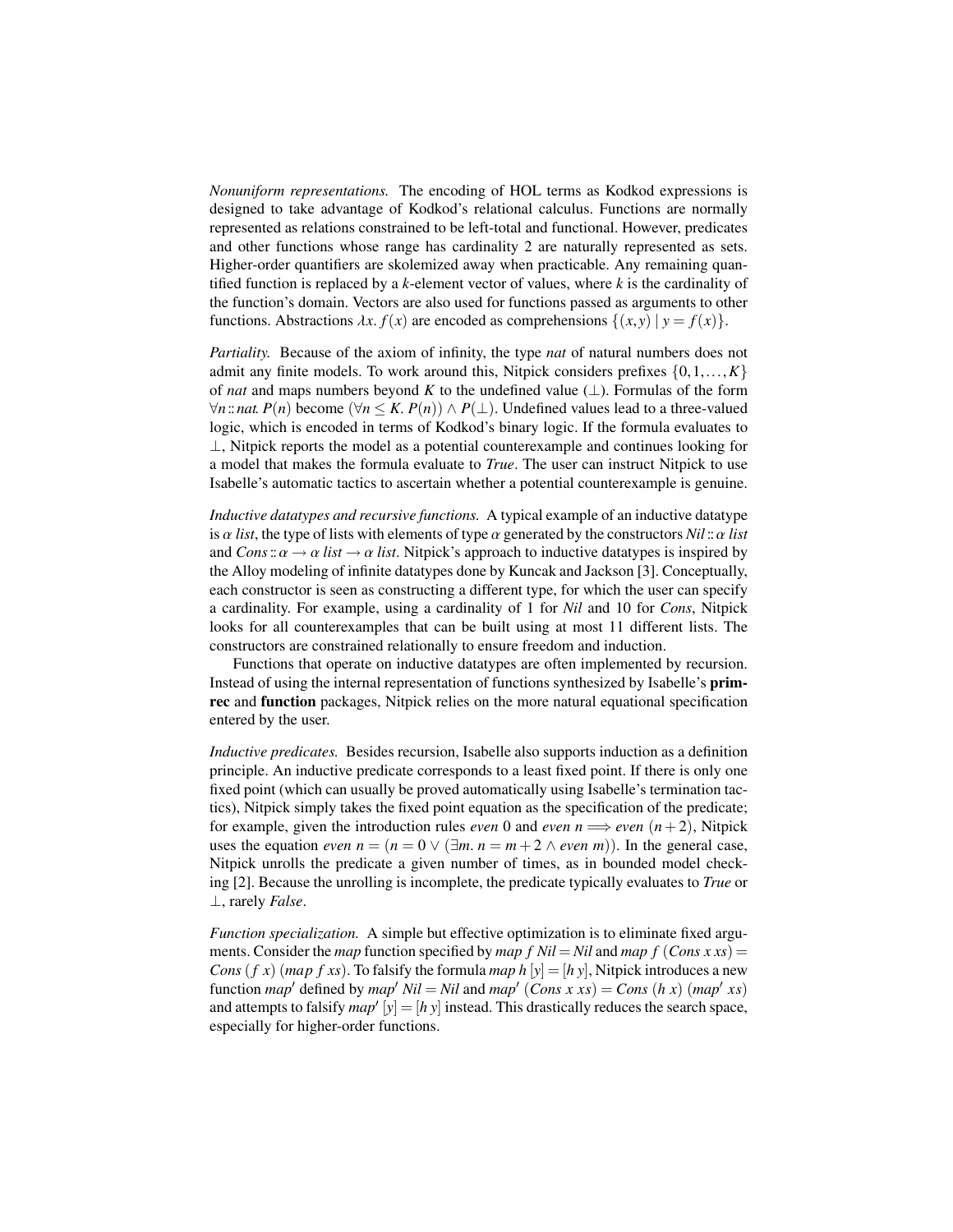*Nonuniform representations.* The encoding of HOL terms as Kodkod expressions is designed to take advantage of Kodkod's relational calculus. Functions are normally represented as relations constrained to be left-total and functional. However, predicates and other functions whose range has cardinality 2 are naturally represented as sets. Higher-order quantifiers are skolemized away when practicable. Any remaining quantified function is replaced by a $k$-element vector of values, where $k$ is the cardinality of the function's domain. Vectors are also used for functions passed as arguments to other functions. Abstractions $\lambda x.\ f(x)$ are encoded as comprehensions $\{(x,y) \mid y = f(x)\}$.

*Partiality.* Because of the axiom of infinity, the type *nat* of natural numbers does not admit any finite models. To work around this, Nitpick considers prefixes $\{0,1,\ldots,K\}$ of *nat* and maps numbers beyond $K$ to the undefined value ($\bot$). Formulas of the form $\forall n :: nat.\ P(n)$ become $(\forall n \leq K.\ P(n)) \wedge P(\bot)$. Undefined values lead to a three-valued logic, which is encoded in terms of Kodkod's binary logic. If the formula evaluates to $\bot$, Nitpick reports the model as a potential counterexample and continues looking for a model that makes the formula evaluate to *True*. The user can instruct Nitpick to use Isabelle's automatic tactics to ascertain whether a potential counterexample is genuine.

*Inductive datatypes and recursive functions.* A typical example of an inductive datatype is $\alpha$ *list*, the type of lists with elements of type $\alpha$ generated by the constructors $Nil :: \alpha\ list$ and $Cons :: \alpha \rightarrow \alpha\ list \rightarrow \alpha\ list$. Nitpick's approach to inductive datatypes is inspired by the Alloy modeling of infinite datatypes done by Kuncak and Jackson [3]. Conceptually, each constructor is seen as constructing a different type, for which the user can specify a cardinality. For example, using a cardinality of 1 for *Nil* and 10 for *Cons*, Nitpick looks for all counterexamples that can be built using at most 11 different lists. The constructors are constrained relationally to ensure freedom and induction.

Functions that operate on inductive datatypes are often implemented by recursion. Instead of using the internal representation of functions synthesized by Isabelle's **primrec** and **function** packages, Nitpick relies on the more natural equational specification entered by the user.

*Inductive predicates.* Besides recursion, Isabelle also supports induction as a definition principle. An inductive predicate corresponds to a least fixed point. If there is only one fixed point (which can usually be proved automatically using Isabelle's termination tactics), Nitpick simply takes the fixed point equation as the specification of the predicate; for example, given the introduction rules *even* 0 and $even\ n \Longrightarrow even\ (n+2)$, Nitpick uses the equation $even\ n = (n = 0 \vee (\exists m.\ n = m + 2 \wedge even\ m))$. In the general case, Nitpick unrolls the predicate a given number of times, as in bounded model checking [2]. Because the unrolling is incomplete, the predicate typically evaluates to *True* or $\bot$, rarely *False*.

*Function specialization.* A simple but effective optimization is to eliminate fixed arguments. Consider the *map* function specified by $map\ f\ Nil = Nil$ and $map\ f\ (Cons\ x\ xs) = Cons\ (f\ x)\ (map\ f\ xs)$. To falsify the formula $map\ h\ [y] = [h\ y]$, Nitpick introduces a new function $map'$ defined by $map'\ Nil = Nil$ and $map'\ (Cons\ x\ xs) = Cons\ (h\ x)\ (map'\ xs)$ and attempts to falsify $map'\ [y] = [h\ y]$ instead. This drastically reduces the search space, especially for higher-order functions.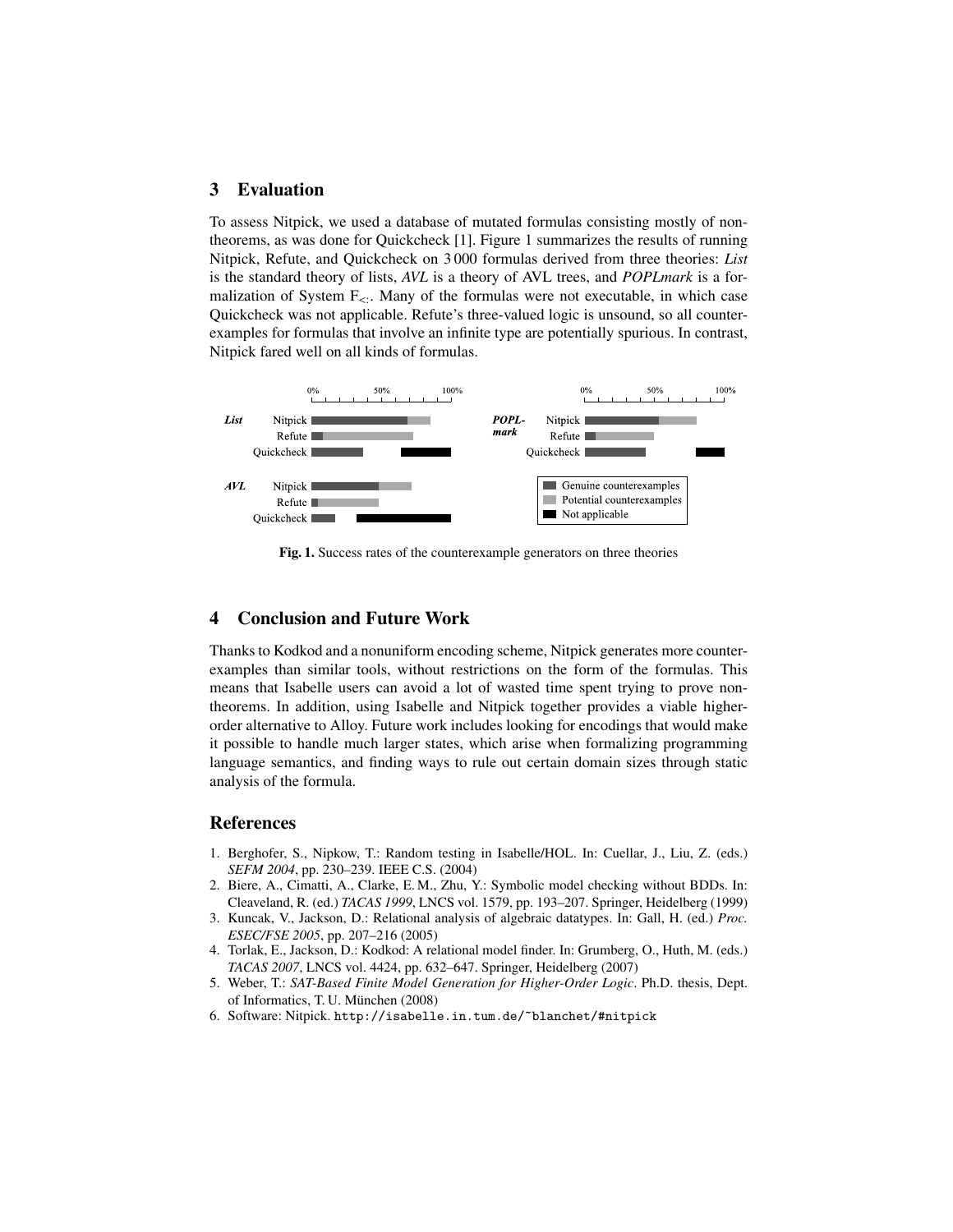## 3 Evaluation

To assess Nitpick, we used a database of mutated formulas consisting mostly of non-theorems, as was done for Quickcheck [1]. Figure 1 summarizes the results of running Nitpick, Refute, and Quickcheck on 3 000 formulas derived from three theories: *List* is the standard theory of lists, *AVL* is a theory of AVL trees, and *POPLmark* is a formalization of System $F_{<:}$. Many of the formulas were not executable, in which case Quickcheck was not applicable. Refute's three-valued logic is unsound, so all counterexamples for formulas that involve an infinite type are potentially spurious. In contrast, Nitpick fared well on all kinds of formulas.

0% 50% 100%

*List* Nitpick
Refute
Quickcheck

*AVL* Nitpick
Refute
Quickcheck

0% 50% 100%

*POPL-mark* Nitpick
Refute
Quickcheck

Genuine counterexamples
Potential counterexamples
Not applicable

**Fig. 1.** Success rates of the counterexample generators on three theories

## 4 Conclusion and Future Work

Thanks to Kodkod and a nonuniform encoding scheme, Nitpick generates more counterexamples than similar tools, without restrictions on the form of the formulas. This means that Isabelle users can avoid a lot of wasted time spent trying to prove non-theorems. In addition, using Isabelle and Nitpick together provides a viable higher-order alternative to Alloy. Future work includes looking for encodings that would make it possible to handle much larger states, which arise when formalizing programming language semantics, and finding ways to rule out certain domain sizes through static analysis of the formula.

## References

1. Berghofer, S., Nipkow, T.: Random testing in Isabelle/HOL. In: Cuellar, J., Liu, Z. (eds.) *SEFM 2004*, pp. 230–239. IEEE C.S. (2004)
2. Biere, A., Cimatti, A., Clarke, E. M., Zhu, Y.: Symbolic model checking without BDDs. In: Cleaveland, R. (ed.) *TACAS 1999*, LNCS vol. 1579, pp. 193–207. Springer, Heidelberg (1999)
3. Kuncak, V., Jackson, D.: Relational analysis of algebraic datatypes. In: Gall, H. (ed.) *Proc. ESEC/FSE 2005*, pp. 207–216 (2005)
4. Torlak, E., Jackson, D.: Kodkod: A relational model finder. In: Grumberg, O., Huth, M. (eds.) *TACAS 2007*, LNCS vol. 4424, pp. 632–647. Springer, Heidelberg (2007)
5. Weber, T.: *SAT-Based Finite Model Generation for Higher-Order Logic*. Ph.D. thesis, Dept. of Informatics, T. U. München (2008)
6. Software: Nitpick. `http://isabelle.in.tum.de/~blanchet/#nitpick`